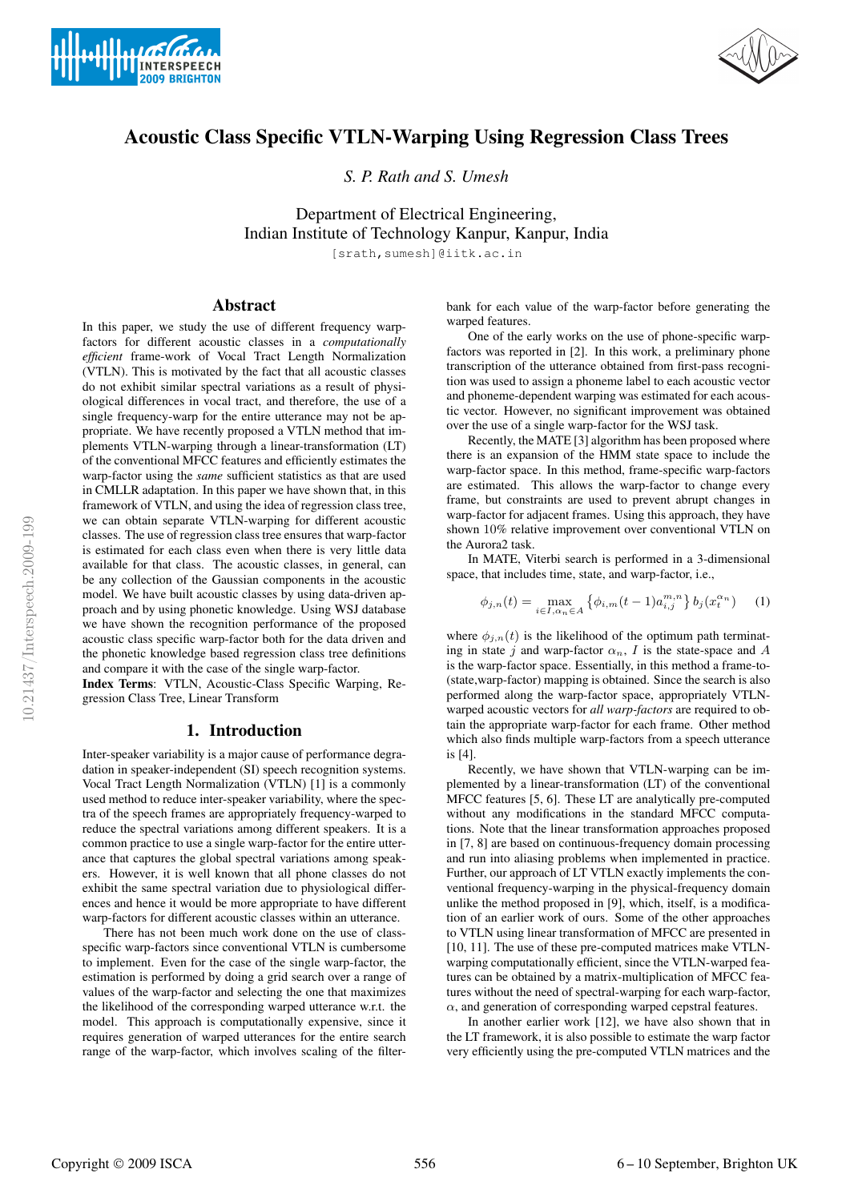# Acoustic Class Specific VTLN-Warping Using Regression Class Trees

*S. P. Rath and S. Umesh*

Department of Electrical Engineering,
Indian Institute of Technology Kanpur, Kanpur, India

[srath,sumesh]@iitk.ac.in

## Abstract

In this paper, we study the use of different frequency warp-factors for different acoustic classes in a *computationally efficient* frame-work of Vocal Tract Length Normalization (VTLN). This is motivated by the fact that all acoustic classes do not exhibit similar spectral variations as a result of physiological differences in vocal tract, and therefore, the use of a single frequency-warp for the entire utterance may not be appropriate. We have recently proposed a VTLN method that implements VTLN-warping through a linear-transformation (LT) of the conventional MFCC features and efficiently estimates the warp-factor using the *same* sufficient statistics as that are used in CMLLR adaptation. In this paper we have shown that, in this framework of VTLN, and using the idea of regression class tree, we can obtain separate VTLN-warping for different acoustic classes. The use of regression class tree ensures that warp-factor is estimated for each class even when there is very little data available for that class. The acoustic classes, in general, can be any collection of the Gaussian components in the acoustic model. We have built acoustic classes by using data-driven approach and by using phonetic knowledge. Using WSJ database we have shown the recognition performance of the proposed acoustic class specific warp-factor both for the data driven and the phonetic knowledge based regression class tree definitions and compare it with the case of the single warp-factor.

**Index Terms**: VTLN, Acoustic-Class Specific Warping, Regression Class Tree, Linear Transform

## 1. Introduction

Inter-speaker variability is a major cause of performance degradation in speaker-independent (SI) speech recognition systems. Vocal Tract Length Normalization (VTLN) [1] is a commonly used method to reduce inter-speaker variability, where the spectra of the speech frames are appropriately frequency-warped to reduce the spectral variations among different speakers. It is a common practice to use a single warp-factor for the entire utterance that captures the global spectral variations among speakers. However, it is well known that all phone classes do not exhibit the same spectral variation due to physiological differences and hence it would be more appropriate to have different warp-factors for different acoustic classes within an utterance.

There has not been much work done on the use of class-specific warp-factors since conventional VTLN is cumbersome to implement. Even for the case of the single warp-factor, the estimation is performed by doing a grid search over a range of values of the warp-factor and selecting the one that maximizes the likelihood of the corresponding warped utterance w.r.t. the model. This approach is computationally expensive, since it requires generation of warped utterances for the entire search range of the warp-factor, which involves scaling of the filter-bank for each value of the warp-factor before generating the warped features.

One of the early works on the use of phone-specific warp-factors was reported in [2]. In this work, a preliminary phone transcription of the utterance obtained from first-pass recognition was used to assign a phoneme label to each acoustic vector and phoneme-dependent warping was estimated for each acoustic vector. However, no significant improvement was obtained over the use of a single warp-factor for the WSJ task.

Recently, the MATE [3] algorithm has been proposed where there is an expansion of the HMM state space to include the warp-factor space. In this method, frame-specific warp-factors are estimated. This allows the warp-factor to change every frame, but constraints are used to prevent abrupt changes in warp-factor for adjacent frames. Using this approach, they have shown 10% relative improvement over conventional VTLN on the Aurora2 task.

In MATE, Viterbi search is performed in a 3-dimensional space, that includes time, state, and warp-factor, i.e.,

$$\phi_{j,n}(t) = \max_{i \in I, \alpha_n \in A} \left\{ \phi_{i,m}(t-1) a_{i,j}^{m,n} \right\} b_j(x_t^{\alpha_n}) \quad (1)$$

where $\phi_{j,n}(t)$ is the likelihood of the optimum path terminating in state $j$ and warp-factor $\alpha_n$, $I$ is the state-space and $A$ is the warp-factor space. Essentially, in this method a frame-to-(state,warp-factor) mapping is obtained. Since the search is also performed along the warp-factor space, appropriately VTLN-warped acoustic vectors for *all warp-factors* are required to obtain the appropriate warp-factor for each frame. Other method which also finds multiple warp-factors from a speech utterance is [4].

Recently, we have shown that VTLN-warping can be implemented by a linear-transformation (LT) of the conventional MFCC features [5, 6]. These LT are analytically pre-computed without any modifications in the standard MFCC computations. Note that the linear transformation approaches proposed in [7, 8] are based on continuous-frequency domain processing and run into aliasing problems when implemented in practice. Further, our approach of LT VTLN exactly implements the conventional frequency-warping in the physical-frequency domain unlike the method proposed in [9], which, itself, is a modification of an earlier work of ours. Some of the other approaches to VTLN using linear transformation of MFCC are presented in [10, 11]. The use of these pre-computed matrices make VTLN-warping computationally efficient, since the VTLN-warped features can be obtained by a matrix-multiplication of MFCC features without the need of spectral-warping for each warp-factor, $\alpha$, and generation of corresponding warped cepstral features.

In another earlier work [12], we have also shown that in the LT framework, it is also possible to estimate the warp factor very efficiently using the pre-computed VTLN matrices and the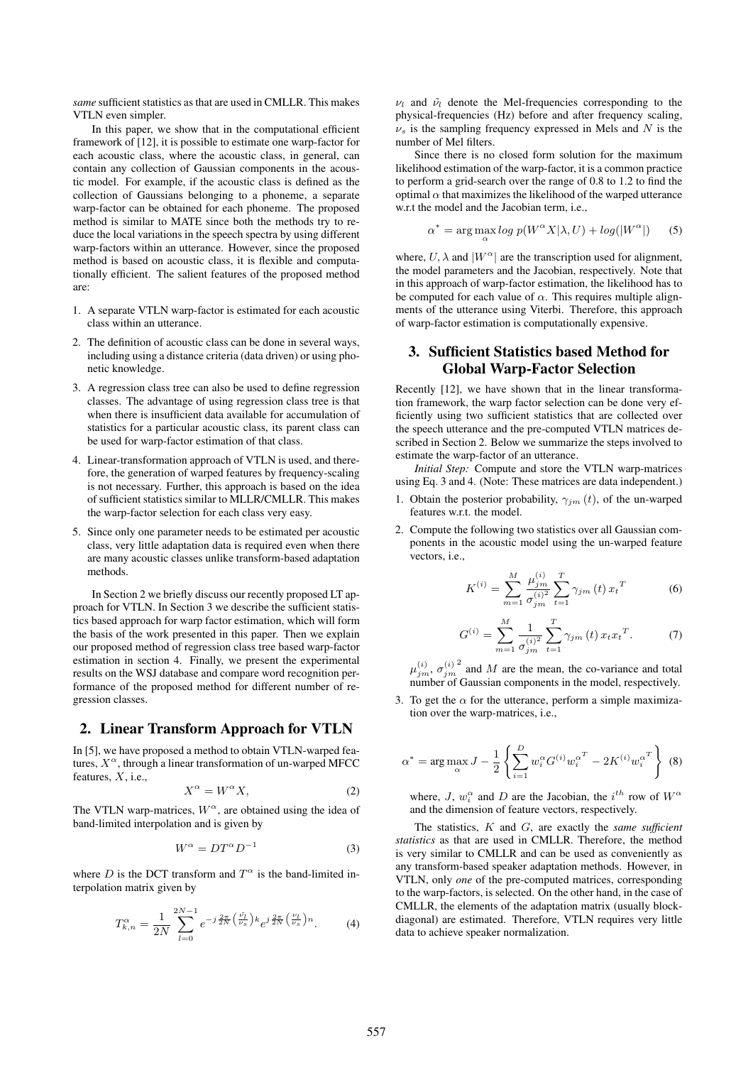*same* sufficient statistics as that are used in CMLLR. This makes VTLN even simpler.

In this paper, we show that in the computational efficient framework of [12], it is possible to estimate one warp-factor for each acoustic class, where the acoustic class, in general, can contain any collection of Gaussian components in the acoustic model. For example, if the acoustic class is defined as the collection of Gaussians belonging to a phoneme, a separate warp-factor can be obtained for each phoneme. The proposed method is similar to MATE since both the methods try to reduce the local variations in the speech spectra by using different warp-factors within an utterance. However, since the proposed method is based on acoustic class, it is flexible and computationally efficient. The salient features of the proposed method are:

1. A separate VTLN warp-factor is estimated for each acoustic class within an utterance.
2. The definition of acoustic class can be done in several ways, including using a distance criteria (data driven) or using phonetic knowledge.
3. A regression class tree can also be used to define regression classes. The advantage of using regression class tree is that when there is insufficient data available for accumulation of statistics for a particular acoustic class, its parent class can be used for warp-factor estimation of that class.
4. Linear-transformation approach of VTLN is used, and therefore, the generation of warped features by frequency-scaling is not necessary. Further, this approach is based on the idea of sufficient statistics similar to MLLR/CMLLR. This makes the warp-factor selection for each class very easy.
5. Since only one parameter needs to be estimated per acoustic class, very little adaptation data is required even when there are many acoustic classes unlike transform-based adaptation methods.

In Section 2 we briefly discuss our recently proposed LT approach for VTLN. In Section 3 we describe the sufficient statistics based approach for warp factor estimation, which will form the basis of the work presented in this paper. Then we explain our proposed method of regression class tree based warp-factor estimation in section 4. Finally, we present the experimental results on the WSJ database and compare word recognition performance of the proposed method for different number of regression classes.

## 2. Linear Transform Approach for VTLN

In [5], we have proposed a method to obtain VTLN-warped features, $X^{\alpha}$, through a linear transformation of un-warped MFCC features, $X$, i.e.,

$$X^{\alpha} = W^{\alpha} X, \tag{2}$$

The VTLN warp-matrices, $W^{\alpha}$, are obtained using the idea of band-limited interpolation and is given by

$$W^{\alpha} = D T^{\alpha} D^{-1} \tag{3}$$

where $D$ is the DCT transform and $T^{\alpha}$ is the band-limited interpolation matrix given by

$$T^{\alpha}_{k,n} = \frac{1}{2N} \sum_{l=0}^{2N-1} e^{-j\frac{2\pi}{2N}\left(\frac{\tilde{\nu}_l}{\nu_s}\right)k} e^{j\frac{2\pi}{2N}\left(\frac{\nu_l}{\nu_s}\right)n}. \tag{4}$$

$\nu_l$ and $\tilde{\nu}_l$ denote the Mel-frequencies corresponding to the physical-frequencies (Hz) before and after frequency scaling, $\nu_s$ is the sampling frequency expressed in Mels and $N$ is the number of Mel filters.

Since there is no closed form solution for the maximum likelihood estimation of the warp-factor, it is a common practice to perform a grid-search over the range of 0.8 to 1.2 to find the optimal $\alpha$ that maximizes the likelihood of the warped utterance w.r.t the model and the Jacobian term, i.e.,

$$\alpha^{*} = \arg\max_{\alpha} log\ p(W^{\alpha} X | \lambda, U) + log(|W^{\alpha}|) \tag{5}$$

where, $U, \lambda$ and $|W^{\alpha}|$ are the transcription used for alignment, the model parameters and the Jacobian, respectively. Note that in this approach of warp-factor estimation, the likelihood has to be computed for each value of $\alpha$. This requires multiple alignments of the utterance using Viterbi. Therefore, this approach of warp-factor estimation is computationally expensive.

## 3. Sufficient Statistics based Method for Global Warp-Factor Selection

Recently [12], we have shown that in the linear transformation framework, the warp factor selection can be done very efficiently using two sufficient statistics that are collected over the speech utterance and the pre-computed VTLN matrices described in Section 2. Below we summarize the steps involved to estimate the warp-factor of an utterance.

*Initial Step:* Compute and store the VTLN warp-matrices using Eq. 3 and 4. (Note: These matrices are data independent.)

1. Obtain the posterior probability, $\gamma_{jm}(t)$, of the un-warped features w.r.t. the model.
2. Compute the following two statistics over all Gaussian components in the acoustic model using the un-warped feature vectors, i.e.,

$$K^{(i)} = \sum_{m=1}^{M} \frac{\mu^{(i)}_{jm}}{\sigma^{(i)2}_{jm}} \sum_{t=1}^{T} \gamma_{jm}(t)\, x_t{}^{T} \tag{6}$$

$$G^{(i)} = \sum_{m=1}^{M} \frac{1}{\sigma^{(i)2}_{jm}} \sum_{t=1}^{T} \gamma_{jm}(t)\, x_t x_t{}^{T}. \tag{7}$$

$\mu^{(i)}_{jm}$, ${\sigma^{(i)}_{jm}}^2$ and $M$ are the mean, the co-variance and total number of Gaussian components in the model, respectively.

3. To get the $\alpha$ for the utterance, perform a simple maximization over the warp-matrices, i.e.,

$$\alpha^{*} = \arg\max_{\alpha} J - \frac{1}{2}\left\{ \sum_{i=1}^{D} w^{\alpha}_{i} G^{(i)} {w^{\alpha}_{i}}^{T} - 2K^{(i)} {w^{\alpha}_{i}}^{T} \right\} \tag{8}$$

where, $J$, $w^{\alpha}_{i}$ and $D$ are the Jacobian, the $i^{th}$ row of $W^{\alpha}$ and the dimension of feature vectors, respectively.

The statistics, $K$ and $G$, are exactly the *same sufficient statistics* as that are used in CMLLR. Therefore, the method is very similar to CMLLR and can be used as conveniently as any transform-based speaker adaptation methods. However, in VTLN, only *one* of the pre-computed matrices, corresponding to the warp-factors, is selected. On the other hand, in the case of CMLLR, the elements of the adaptation matrix (usually block-diagonal) are estimated. Therefore, VTLN requires very little data to achieve speaker normalization.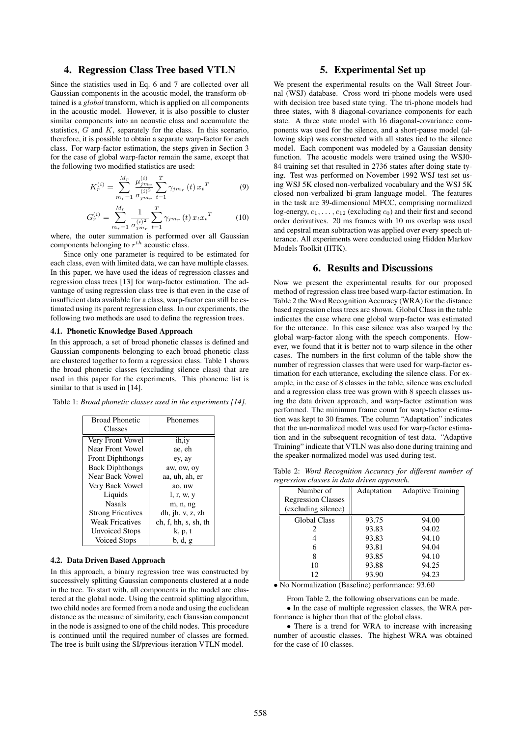## 4. Regression Class Tree based VTLN

Since the statistics used in Eq. 6 and 7 are collected over all Gaussian components in the acoustic model, the transform obtained is a *global* transform, which is applied on all components in the acoustic model. However, it is also possible to cluster similar components into an acoustic class and accumulate the statistics, $G$ and $K$, separately for the class. In this scenario, therefore, it is possible to obtain a separate warp-factor for each class. For warp-factor estimation, the steps given in Section 3 for the case of global warp-factor remain the same, except that the following two modified statistics are used:

$$K_r^{(i)} = \sum_{m_r=1}^{M_r} \frac{\mu_{jm_r}^{(i)}}{\sigma_{jm_r}^{(i)2}} \sum_{t=1}^{T} \gamma_{jm_r}(t)\, x_t{}^T \tag{9}$$

$$G_r^{(i)} = \sum_{m_r=1}^{M_r} \frac{1}{\sigma_{jm_r}^{(i)2}} \sum_{t=1}^{T} \gamma_{jm_r}(t)\, x_t x_t{}^T \tag{10}$$

where, the outer summation is performed over all Gaussian components belonging to $r^{th}$ acoustic class.

Since only one parameter is required to be estimated for each class, even with limited data, we can have multiple classes. In this paper, we have used the ideas of regression classes and regression class trees [13] for warp-factor estimation. The advantage of using regression class tree is that even in the case of insufficient data available for a class, warp-factor can still be estimated using its parent regression class. In our experiments, the following two methods are used to define the regression trees.

### 4.1. Phonetic Knowledge Based Approach

In this approach, a set of broad phonetic classes is defined and Gaussian components belonging to each broad phonetic class are clustered together to form a regression class. Table 1 shows the broad phonetic classes (excluding silence class) that are used in this paper for the experiments. This phoneme list is similar to that is used in [14].

Table 1: *Broad phonetic classes used in the experiments [14].*

| Broad Phonetic Classes | Phonemes |
|---|---|
| Very Front Vowel | ih,iy |
| Near Front Vowel | ae, eh |
| Front Diphthongs | ey, ay |
| Back Diphthongs | aw, ow, oy |
| Near Back Vowel | aa, uh, ah, er |
| Very Back Vowel | ao, uw |
| Liquids | l, r, w, y |
| Nasals | m, n, ng |
| Strong Fricatives | dh, jh, v, z, zh |
| Weak Fricatives | ch, f, hh, s, sh, th |
| Unvoiced Stops | k, p, t |
| Voiced Stops | b, d, g |

### 4.2. Data Driven Based Approach

In this approach, a binary regression tree was constructed by successively splitting Gaussian components clustered at a node in the tree. To start with, all components in the model are clustered at the global node. Using the centroid splitting algorithm, two child nodes are formed from a node and using the euclidean distance as the measure of similarity, each Gaussian component in the node is assigned to one of the child nodes. This procedure is continued until the required number of classes are formed. The tree is built using the SI/previous-iteration VTLN model.

## 5. Experimental Set up

We present the experimental results on the Wall Street Journal (WSJ) database. Cross word tri-phone models were used with decision tree based state tying. The tri-phone models had three states, with 8 diagonal-covariance components for each state. A three state model with 16 diagonal-covariance components was used for the silence, and a short-pause model (allowing skip) was constructed with all states tied to the silence model. Each component was modeled by a Gaussian density function. The acoustic models were trained using the WSJ0-84 training set that resulted in 2736 states after doing state tying. Test was performed on November 1992 WSJ test set using WSJ 5K closed non-verbalized vocabulary and the WSJ 5K closed non-verbalized bi-gram language model. The features in the task are 39-dimensional MFCC, comprising normalized log-energy, $c_1, \ldots, c_{12}$ (excluding $c_0$) and their first and second order derivatives. 20 ms frames with 10 ms overlap was used and cepstral mean subtraction was applied over every speech utterance. All experiments were conducted using Hidden Markov Models Toolkit (HTK).

## 6. Results and Discussions

Now we present the experimental results for our proposed method of regression class tree based warp-factor estimation. In Table 2 the Word Recognition Accuracy (WRA) for the distance based regression class trees are shown. Global Class in the table indicates the case where one global warp-factor was estimated for the utterance. In this case silence was also warped by the global warp-factor along with the speech components. However, we found that it is better not to warp silence in the other cases. The numbers in the first column of the table show the number of regression classes that were used for warp-factor estimation for each utterance, excluding the silence class. For example, in the case of 8 classes in the table, silence was excluded and a regression class tree was grown with 8 speech classes using the data driven approach, and warp-factor estimation was performed. The minimum frame count for warp-factor estimation was kept to 30 frames. The column "Adaptation" indicates that the un-normalized model was used for warp-factor estimation and in the subsequent recognition of test data. "Adaptive Training" indicate that VTLN was also done during training and the speaker-normalized model was used during test.

Table 2: *Word Recognition Accuracy for different number of regression classes in data driven approach.*

| Number of Regression Classes (excluding silence) | Adaptation | Adaptive Training |
|---|---|---|
| Global Class | 93.75 | 94.00 |
| 2 | 93.83 | 94.02 |
| 4 | 93.83 | 94.10 |
| 6 | 93.81 | 94.04 |
| 8 | 93.85 | 94.10 |
| 10 | 93.88 | 94.25 |
| 12 | 93.90 | 94.23 |

- No Normalization (Baseline) performance: 93.60

From Table 2, the following observations can be made.

- In the case of multiple regression classes, the WRA performance is higher than that of the global class.
- There is a trend for WRA to increase with increasing number of acoustic classes. The highest WRA was obtained for the case of 10 classes.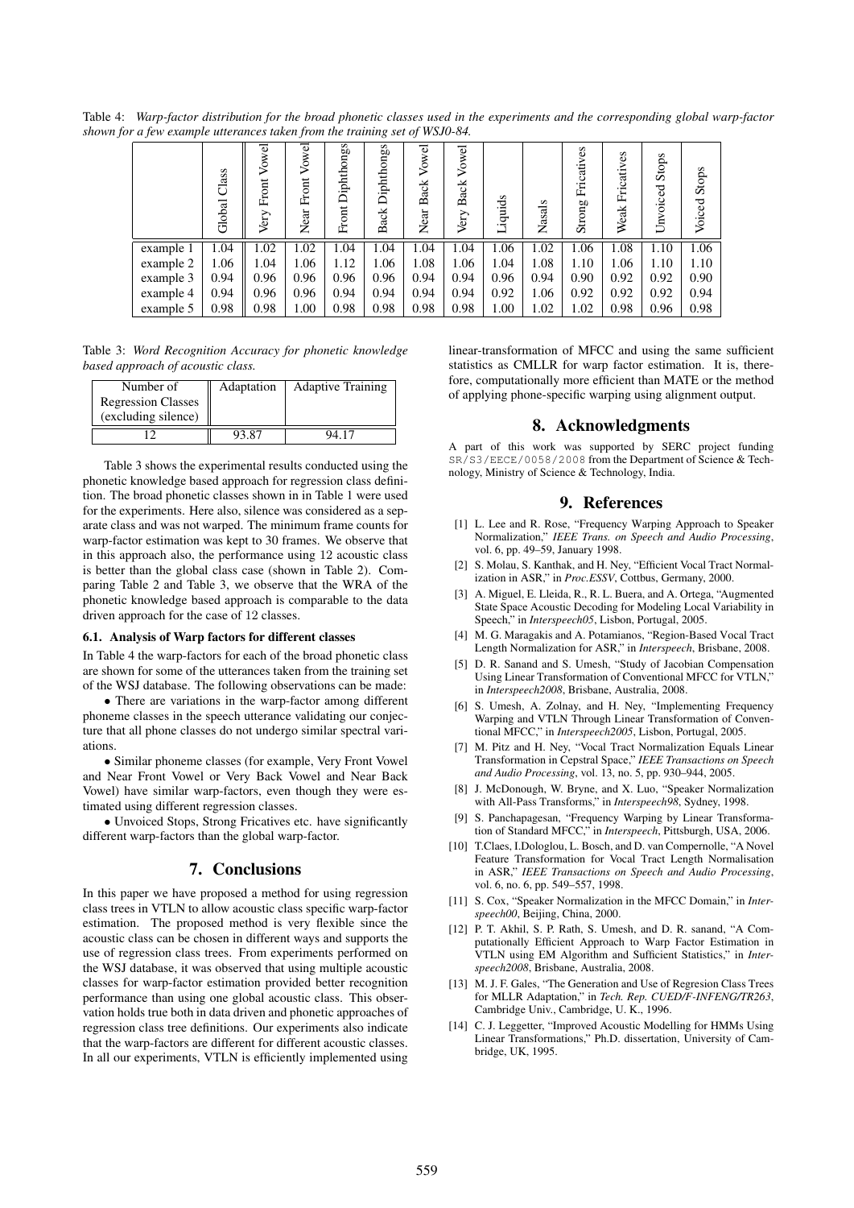Table 4: *Warp-factor distribution for the broad phonetic classes used in the experiments and the corresponding global warp-factor shown for a few example utterances taken from the training set of WSJ0-84.*

| | Global Class | Very Front Vowel | Near Front Vowel | Front Diphthongs | Back Diphthongs | Near Back Vowel | Very Back Vowel | Liquids | Nasals | Strong Fricatives | Weak Fricatives | Unvoiced Stops | Voiced Stops |
|---|---|---|---|---|---|---|---|---|---|---|---|---|---|
| example 1 | 1.04 | 1.02 | 1.02 | 1.04 | 1.04 | 1.04 | 1.04 | 1.06 | 1.02 | 1.06 | 1.08 | 1.10 | 1.06 |
| example 2 | 1.06 | 1.04 | 1.06 | 1.12 | 1.06 | 1.08 | 1.06 | 1.04 | 1.08 | 1.10 | 1.06 | 1.10 | 1.10 |
| example 3 | 0.94 | 0.96 | 0.96 | 0.96 | 0.96 | 0.94 | 0.94 | 0.96 | 0.94 | 0.90 | 0.92 | 0.92 | 0.90 |
| example 4 | 0.94 | 0.96 | 0.96 | 0.94 | 0.94 | 0.94 | 0.94 | 0.92 | 1.06 | 0.92 | 0.92 | 0.92 | 0.94 |
| example 5 | 0.98 | 0.98 | 1.00 | 0.98 | 0.98 | 0.98 | 0.98 | 1.00 | 1.02 | 1.02 | 0.98 | 0.96 | 0.98 |

Table 3: *Word Recognition Accuracy for phonetic knowledge based approach of acoustic class.*

| Number of Regression Classes (excluding silence) | Adaptation | Adaptive Training |
|---|---|---|
| 12 | 93.87 | 94.17 |

Table 3 shows the experimental results conducted using the phonetic knowledge based approach for regression class definition. The broad phonetic classes shown in in Table 1 were used for the experiments. Here also, silence was considered as a separate class and was not warped. The minimum frame counts for warp-factor estimation was kept to 30 frames. We observe that in this approach also, the performance using 12 acoustic class is better than the global class case (shown in Table 2). Comparing Table 2 and Table 3, we observe that the WRA of the phonetic knowledge based approach is comparable to the data driven approach for the case of 12 classes.

### 6.1. Analysis of Warp factors for different classes

In Table 4 the warp-factors for each of the broad phonetic class are shown for some of the utterances taken from the training set of the WSJ database. The following observations can be made:

- There are variations in the warp-factor among different phoneme classes in the speech utterance validating our conjecture that all phone classes do not undergo similar spectral variations.
- Similar phoneme classes (for example, Very Front Vowel and Near Front Vowel or Very Back Vowel and Near Back Vowel) have similar warp-factors, even though they were estimated using different regression classes.
- Unvoiced Stops, Strong Fricatives etc. have significantly different warp-factors than the global warp-factor.

## 7. Conclusions

In this paper we have proposed a method for using regression class trees in VTLN to allow acoustic class specific warp-factor estimation. The proposed method is very flexible since the acoustic class can be chosen in different ways and supports the use of regression class trees. From experiments performed on the WSJ database, it was observed that using multiple acoustic classes for warp-factor estimation provided better recognition performance than using one global acoustic class. This observation holds true both in data driven and phonetic approaches of regression class tree definitions. Our experiments also indicate that the warp-factors are different for different acoustic classes. In all our experiments, VTLN is efficiently implemented using linear-transformation of MFCC and using the same sufficient statistics as CMLLR for warp factor estimation. It is, therefore, computationally more efficient than MATE or the method of applying phone-specific warping using alignment output.

## 8. Acknowledgments

A part of this work was supported by SERC project funding SR/S3/EECE/0058/2008 from the Department of Science & Technology, Ministry of Science & Technology, India.

## 9. References

[1] L. Lee and R. Rose, "Frequency Warping Approach to Speaker Normalization," *IEEE Trans. on Speech and Audio Processing*, vol. 6, pp. 49–59, January 1998.

[2] S. Molau, S. Kanthak, and H. Ney, "Efficient Vocal Tract Normalization in ASR," in *Proc.ESSV*, Cottbus, Germany, 2000.

[3] A. Miguel, E. Lleida, R., R. L. Buera, and A. Ortega, "Augmented State Space Acoustic Decoding for Modeling Local Variability in Speech," in *Interspeech05*, Lisbon, Portugal, 2005.

[4] M. G. Maragakis and A. Potamianos, "Region-Based Vocal Tract Length Normalization for ASR," in *Interspeech*, Brisbane, 2008.

[5] D. R. Sanand and S. Umesh, "Study of Jacobian Compensation Using Linear Transformation of Conventional MFCC for VTLN," in *Interspeech2008*, Brisbane, Australia, 2008.

[6] S. Umesh, A. Zolnay, and H. Ney, "Implementing Frequency Warping and VTLN Through Linear Transformation of Conventional MFCC," in *Interspeech2005*, Lisbon, Portugal, 2005.

[7] M. Pitz and H. Ney, "Vocal Tract Normalization Equals Linear Transformation in Cepstral Space," *IEEE Transactions on Speech and Audio Processing*, vol. 13, no. 5, pp. 930–944, 2005.

[8] J. McDonough, W. Bryne, and X. Luo, "Speaker Normalization with All-Pass Transforms," in *Interspeech98*, Sydney, 1998.

[9] S. Panchapagesan, "Frequency Warping by Linear Transformation of Standard MFCC," in *Interspeech*, Pittsburgh, USA, 2006.

[10] T.Claes, I.Dologlou, L. Bosch, and D. van Compernolle, "A Novel Feature Transformation for Vocal Tract Length Normalisation in ASR," *IEEE Transactions on Speech and Audio Processing*, vol. 6, no. 6, pp. 549–557, 1998.

[11] S. Cox, "Speaker Normalization in the MFCC Domain," in *Interspeech00*, Beijing, China, 2000.

[12] P. T. Akhil, S. P. Rath, S. Umesh, and D. R. sanand, "A Computationally Efficient Approach to Warp Factor Estimation in VTLN using EM Algorithm and Sufficient Statistics," in *Interspeech2008*, Brisbane, Australia, 2008.

[13] M. J. F. Gales, "The Generation and Use of Regresion Class Trees for MLLR Adaptation," in *Tech. Rep. CUED/F-INFENG/TR263*, Cambridge Univ., Cambridge, U. K., 1996.

[14] C. J. Leggetter, "Improved Acoustic Modelling for HMMs Using Linear Transformations," Ph.D. dissertation, University of Cambridge, UK, 1995.